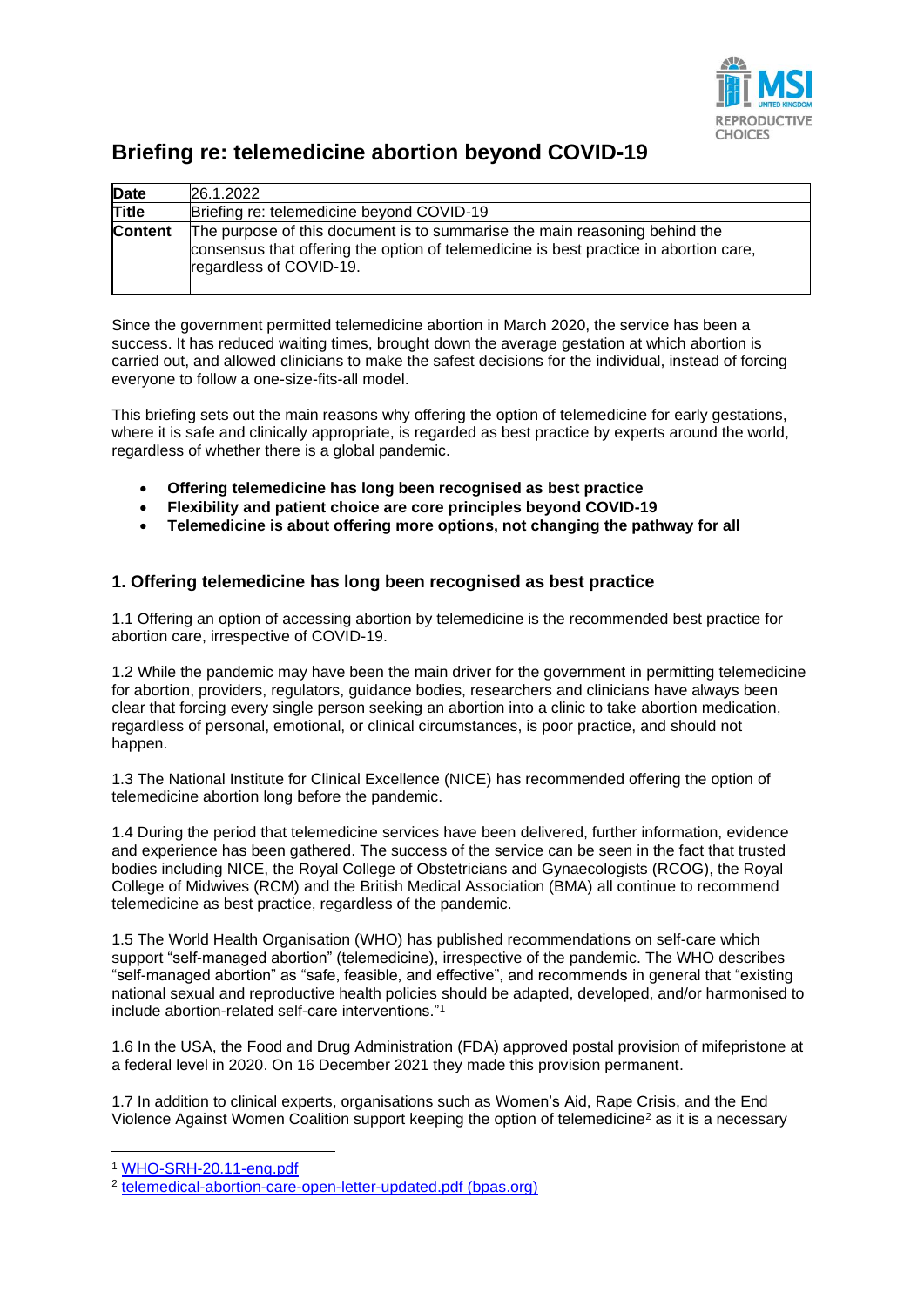# Briefing re: telemedicine abortion beyond COVID-19

| | |
|---|---|
| **Date** | 26.1.2022 |
| **Title** | Briefing re: telemedicine beyond COVID-19 |
| **Content** | The purpose of this document is to summarise the main reasoning behind the consensus that offering the option of telemedicine is best practice in abortion care, regardless of COVID-19. |

Since the government permitted telemedicine abortion in March 2020, the service has been a success. It has reduced waiting times, brought down the average gestation at which abortion is carried out, and allowed clinicians to make the safest decisions for the individual, instead of forcing everyone to follow a one-size-fits-all model.

This briefing sets out the main reasons why offering the option of telemedicine for early gestations, where it is safe and clinically appropriate, is regarded as best practice by experts around the world, regardless of whether there is a global pandemic.

- **Offering telemedicine has long been recognised as best practice**
- **Flexibility and patient choice are core principles beyond COVID-19**
- **Telemedicine is about offering more options, not changing the pathway for all**

## 1. Offering telemedicine has long been recognised as best practice

1.1 Offering an option of accessing abortion by telemedicine is the recommended best practice for abortion care, irrespective of COVID-19.

1.2 While the pandemic may have been the main driver for the government in permitting telemedicine for abortion, providers, regulators, guidance bodies, researchers and clinicians have always been clear that forcing every single person seeking an abortion into a clinic to take abortion medication, regardless of personal, emotional, or clinical circumstances, is poor practice, and should not happen.

1.3 The National Institute for Clinical Excellence (NICE) has recommended offering the option of telemedicine abortion long before the pandemic.

1.4 During the period that telemedicine services have been delivered, further information, evidence and experience has been gathered. The success of the service can be seen in the fact that trusted bodies including NICE, the Royal College of Obstetricians and Gynaecologists (RCOG), the Royal College of Midwives (RCM) and the British Medical Association (BMA) all continue to recommend telemedicine as best practice, regardless of the pandemic.

1.5 The World Health Organisation (WHO) has published recommendations on self-care which support "self-managed abortion" (telemedicine), irrespective of the pandemic. The WHO describes "self-managed abortion" as "safe, feasible, and effective", and recommends in general that "existing national sexual and reproductive health policies should be adapted, developed, and/or harmonised to include abortion-related self-care interventions."[1]

1.6 In the USA, the Food and Drug Administration (FDA) approved postal provision of mifepristone at a federal level in 2020. On 16 December 2021 they made this provision permanent.

1.7 In addition to clinical experts, organisations such as Women's Aid, Rape Crisis, and the End Violence Against Women Coalition support keeping the option of telemedicine[2] as it is a necessary

---

[1] WHO-SRH-20.11-eng.pdf

[2] telemedical-abortion-care-open-letter-updated.pdf (bpas.org)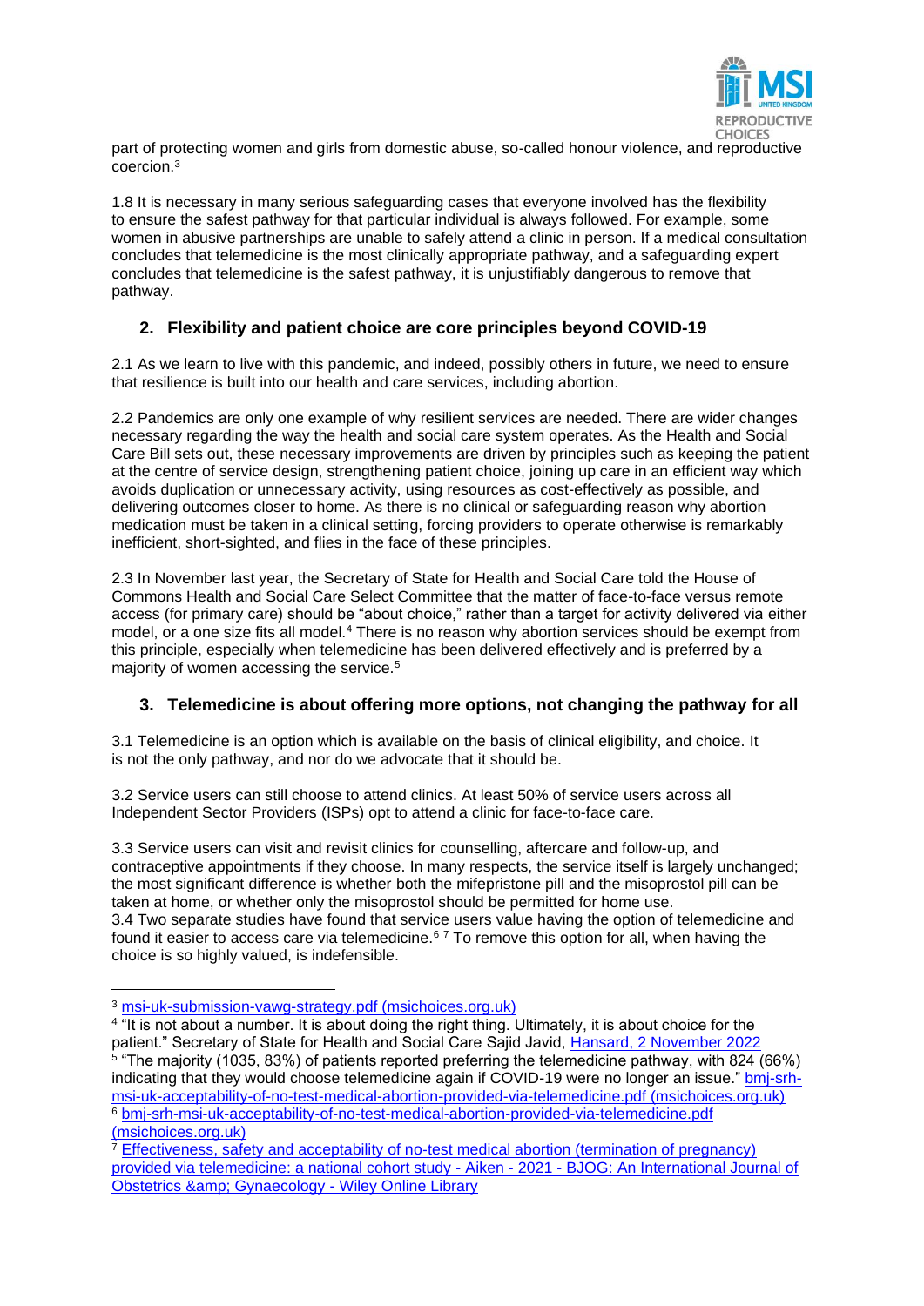part of protecting women and girls from domestic abuse, so-called honour violence, and reproductive coercion.[3]

1.8 It is necessary in many serious safeguarding cases that everyone involved has the flexibility to ensure the safest pathway for that particular individual is always followed. For example, some women in abusive partnerships are unable to safely attend a clinic in person. If a medical consultation concludes that telemedicine is the most clinically appropriate pathway, and a safeguarding expert concludes that telemedicine is the safest pathway, it is unjustifiably dangerous to remove that pathway.

## 2. Flexibility and patient choice are core principles beyond COVID-19

2.1 As we learn to live with this pandemic, and indeed, possibly others in future, we need to ensure that resilience is built into our health and care services, including abortion.

2.2 Pandemics are only one example of why resilient services are needed. There are wider changes necessary regarding the way the health and social care system operates. As the Health and Social Care Bill sets out, these necessary improvements are driven by principles such as keeping the patient at the centre of service design, strengthening patient choice, joining up care in an efficient way which avoids duplication or unnecessary activity, using resources as cost-effectively as possible, and delivering outcomes closer to home. As there is no clinical or safeguarding reason why abortion medication must be taken in a clinical setting, forcing providers to operate otherwise is remarkably inefficient, short-sighted, and flies in the face of these principles.

2.3 In November last year, the Secretary of State for Health and Social Care told the House of Commons Health and Social Care Select Committee that the matter of face-to-face versus remote access (for primary care) should be "about choice," rather than a target for activity delivered via either model, or a one size fits all model.[4] There is no reason why abortion services should be exempt from this principle, especially when telemedicine has been delivered effectively and is preferred by a majority of women accessing the service.[5]

## 3. Telemedicine is about offering more options, not changing the pathway for all

3.1 Telemedicine is an option which is available on the basis of clinical eligibility, and choice. It is not the only pathway, and nor do we advocate that it should be.

3.2 Service users can still choose to attend clinics. At least 50% of service users across all Independent Sector Providers (ISPs) opt to attend a clinic for face-to-face care.

3.3 Service users can visit and revisit clinics for counselling, aftercare and follow-up, and contraceptive appointments if they choose. In many respects, the service itself is largely unchanged; the most significant difference is whether both the mifepristone pill and the misoprostol pill can be taken at home, or whether only the misoprostol should be permitted for home use.

3.4 Two separate studies have found that service users value having the option of telemedicine and found it easier to access care via telemedicine.[6] [7] To remove this option for all, when having the choice is so highly valued, is indefensible.

---

[3] msi-uk-submission-vawg-strategy.pdf (msichoices.org.uk)

[4] "It is not about a number. It is about doing the right thing. Ultimately, it is about choice for the patient." Secretary of State for Health and Social Care Sajid Javid, Hansard, 2 November 2022

[5] "The majority (1035, 83%) of patients reported preferring the telemedicine pathway, with 824 (66%) indicating that they would choose telemedicine again if COVID-19 were no longer an issue." bmj-srh-msi-uk-acceptability-of-no-test-medical-abortion-provided-via-telemedicine.pdf (msichoices.org.uk)

[6] bmj-srh-msi-uk-acceptability-of-no-test-medical-abortion-provided-via-telemedicine.pdf (msichoices.org.uk)

[7] Effectiveness, safety and acceptability of no-test medical abortion (termination of pregnancy) provided via telemedicine: a national cohort study - Aiken - 2021 - BJOG: An International Journal of Obstetrics &amp; Gynaecology - Wiley Online Library